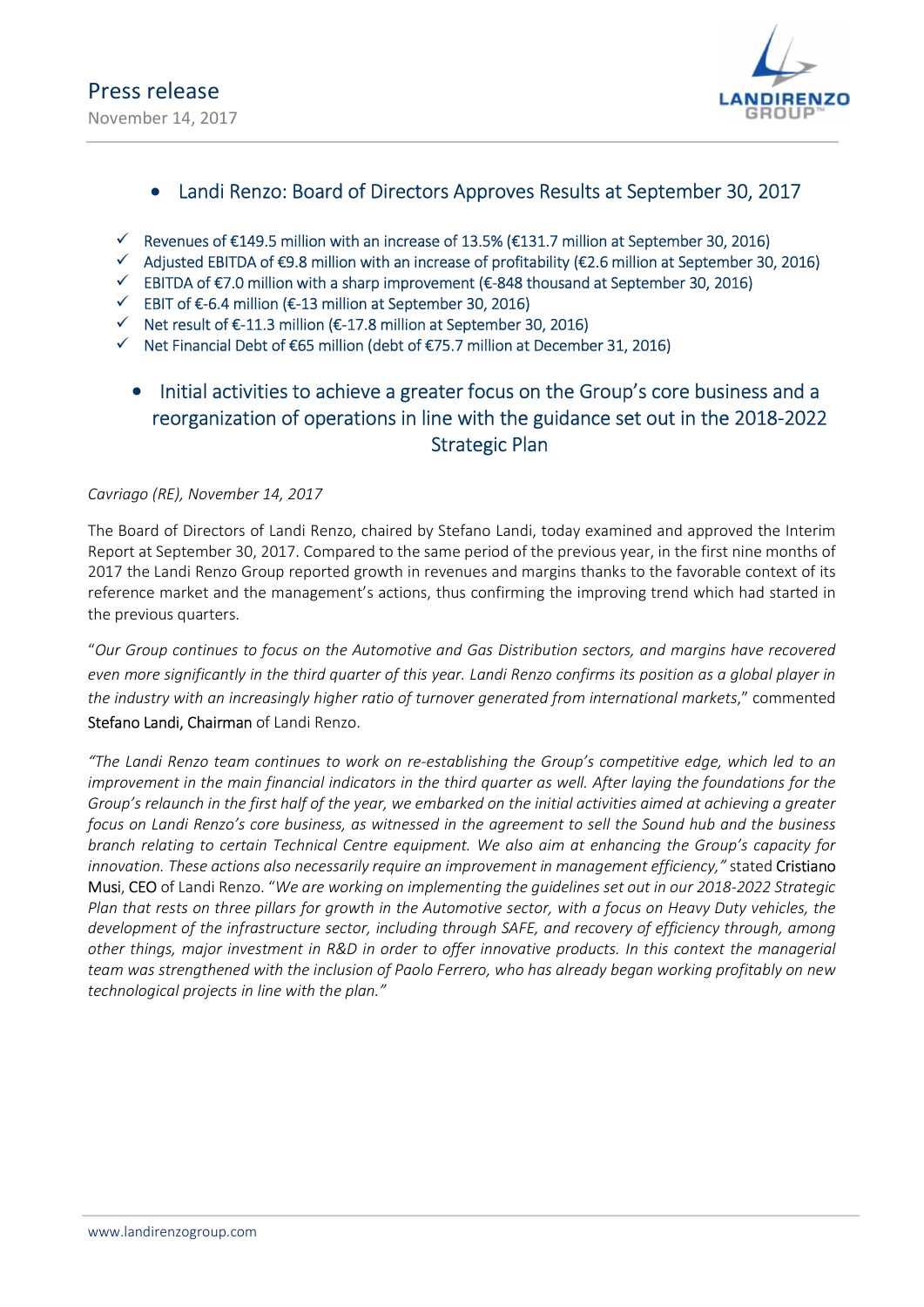Press release

November 14, 2017

## Landi Renzo: Board of Directors Approves Results at September 30, 2017

- ✓ Revenues of €149.5 million with an increase of 13.5% (€131.7 million at September 30, 2016)
- ✓ Adjusted EBITDA of €9.8 million with an increase of profitability (€2.6 million at September 30, 2016)
- ✓ EBITDA of €7.0 million with a sharp improvement (€-848 thousand at September 30, 2016)
- ✓ EBIT of €-6.4 million (€-13 million at September 30, 2016)
- ✓ Net result of €-11.3 million (€-17.8 million at September 30, 2016)
- ✓ Net Financial Debt of €65 million (debt of €75.7 million at December 31, 2016)

## Initial activities to achieve a greater focus on the Group's core business and a reorganization of operations in line with the guidance set out in the 2018-2022 Strategic Plan

*Cavriago (RE), November 14, 2017*

The Board of Directors of Landi Renzo, chaired by Stefano Landi, today examined and approved the Interim Report at September 30, 2017. Compared to the same period of the previous year, in the first nine months of 2017 the Landi Renzo Group reported growth in revenues and margins thanks to the favorable context of its reference market and the management's actions, thus confirming the improving trend which had started in the previous quarters.

"*Our Group continues to focus on the Automotive and Gas Distribution sectors, and margins have recovered even more significantly in the third quarter of this year. Landi Renzo confirms its position as a global player in the industry with an increasingly higher ratio of turnover generated from international markets*," commented Stefano Landi, Chairman of Landi Renzo.

*"The Landi Renzo team continues to work on re-establishing the Group's competitive edge, which led to an improvement in the main financial indicators in the third quarter as well. After laying the foundations for the Group's relaunch in the first half of the year, we embarked on the initial activities aimed at achieving a greater focus on Landi Renzo's core business, as witnessed in the agreement to sell the Sound hub and the business branch relating to certain Technical Centre equipment. We also aim at enhancing the Group's capacity for innovation. These actions also necessarily require an improvement in management efficiency,"* stated Cristiano Musi, CEO of Landi Renzo. "*We are working on implementing the guidelines set out in our 2018-2022 Strategic Plan that rests on three pillars for growth in the Automotive sector, with a focus on Heavy Duty vehicles, the development of the infrastructure sector, including through SAFE, and recovery of efficiency through, among other things, major investment in R&D in order to offer innovative products. In this context the managerial team was strengthened with the inclusion of Paolo Ferrero, who has already began working profitably on new technological projects in line with the plan."*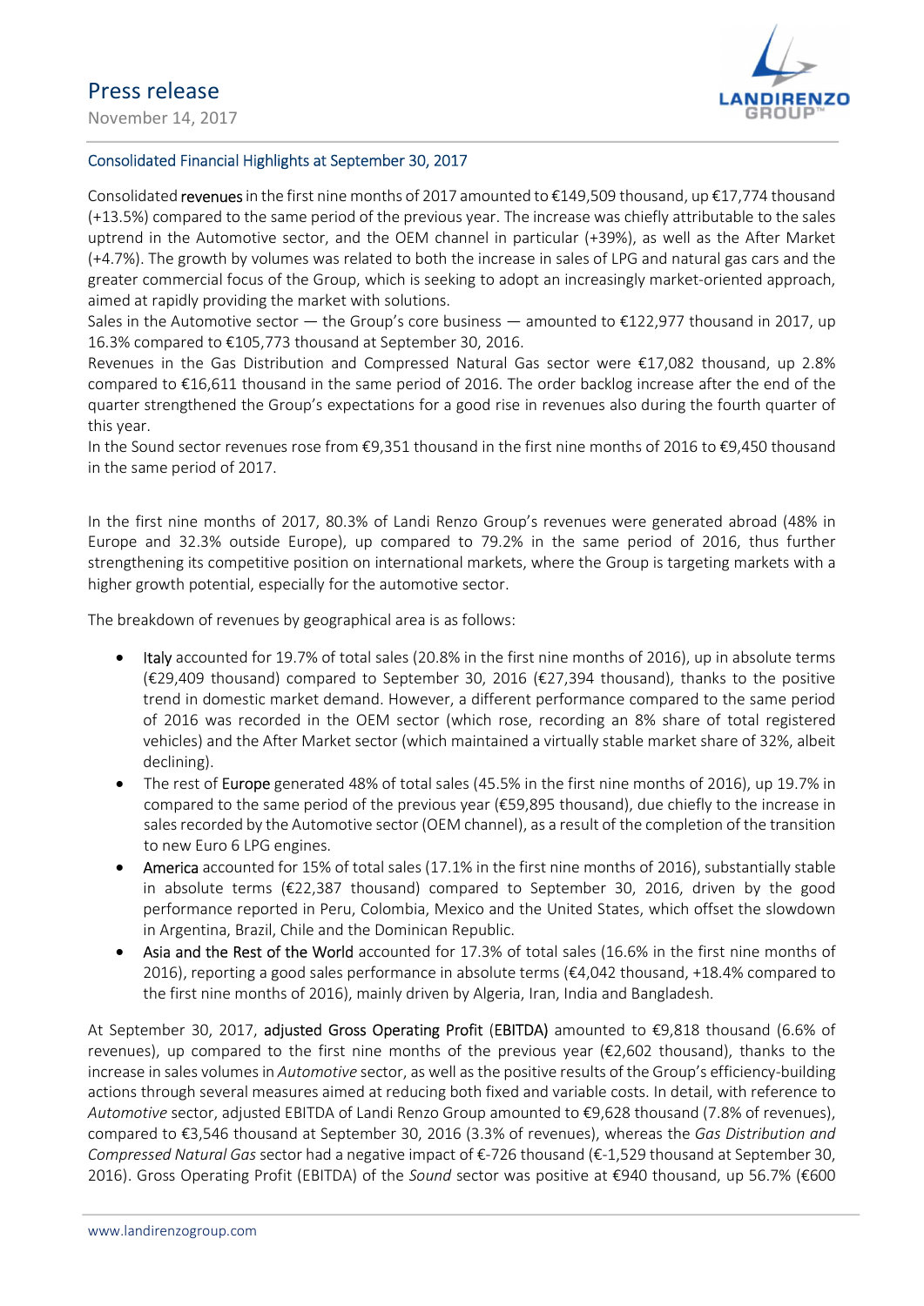## Consolidated Financial Highlights at September 30, 2017

Consolidated **revenues** in the first nine months of 2017 amounted to €149,509 thousand, up €17,774 thousand (+13.5%) compared to the same period of the previous year. The increase was chiefly attributable to the sales uptrend in the Automotive sector, and the OEM channel in particular (+39%), as well as the After Market (+4.7%). The growth by volumes was related to both the increase in sales of LPG and natural gas cars and the greater commercial focus of the Group, which is seeking to adopt an increasingly market-oriented approach, aimed at rapidly providing the market with solutions.

Sales in the Automotive sector — the Group's core business — amounted to €122,977 thousand in 2017, up 16.3% compared to €105,773 thousand at September 30, 2016.

Revenues in the Gas Distribution and Compressed Natural Gas sector were €17,082 thousand, up 2.8% compared to €16,611 thousand in the same period of 2016. The order backlog increase after the end of the quarter strengthened the Group's expectations for a good rise in revenues also during the fourth quarter of this year.

In the Sound sector revenues rose from €9,351 thousand in the first nine months of 2016 to €9,450 thousand in the same period of 2017.

In the first nine months of 2017, 80.3% of Landi Renzo Group's revenues were generated abroad (48% in Europe and 32.3% outside Europe), up compared to 79.2% in the same period of 2016, thus further strengthening its competitive position on international markets, where the Group is targeting markets with a higher growth potential, especially for the automotive sector.

The breakdown of revenues by geographical area is as follows:

- **Italy** accounted for 19.7% of total sales (20.8% in the first nine months of 2016), up in absolute terms (€29,409 thousand) compared to September 30, 2016 (€27,394 thousand), thanks to the positive trend in domestic market demand. However, a different performance compared to the same period of 2016 was recorded in the OEM sector (which rose, recording an 8% share of total registered vehicles) and the After Market sector (which maintained a virtually stable market share of 32%, albeit declining).
- The rest of **Europe** generated 48% of total sales (45.5% in the first nine months of 2016), up 19.7% in compared to the same period of the previous year (€59,895 thousand), due chiefly to the increase in sales recorded by the Automotive sector (OEM channel), as a result of the completion of the transition to new Euro 6 LPG engines.
- **America** accounted for 15% of total sales (17.1% in the first nine months of 2016), substantially stable in absolute terms (€22,387 thousand) compared to September 30, 2016, driven by the good performance reported in Peru, Colombia, Mexico and the United States, which offset the slowdown in Argentina, Brazil, Chile and the Dominican Republic.
- **Asia and the Rest of the World** accounted for 17.3% of total sales (16.6% in the first nine months of 2016), reporting a good sales performance in absolute terms (€4,042 thousand, +18.4% compared to the first nine months of 2016), mainly driven by Algeria, Iran, India and Bangladesh.

At September 30, 2017, **adjusted Gross Operating Profit (EBITDA)** amounted to €9,818 thousand (6.6% of revenues), up compared to the first nine months of the previous year (€2,602 thousand), thanks to the increase in sales volumes in *Automotive* sector, as well as the positive results of the Group's efficiency-building actions through several measures aimed at reducing both fixed and variable costs. In detail, with reference to *Automotive* sector, adjusted EBITDA of Landi Renzo Group amounted to €9,628 thousand (7.8% of revenues), compared to €3,546 thousand at September 30, 2016 (3.3% of revenues), whereas the *Gas Distribution and Compressed Natural Gas* sector had a negative impact of €-726 thousand (€-1,529 thousand at September 30, 2016). Gross Operating Profit (EBITDA) of the *Sound* sector was positive at €940 thousand, up 56.7% (€600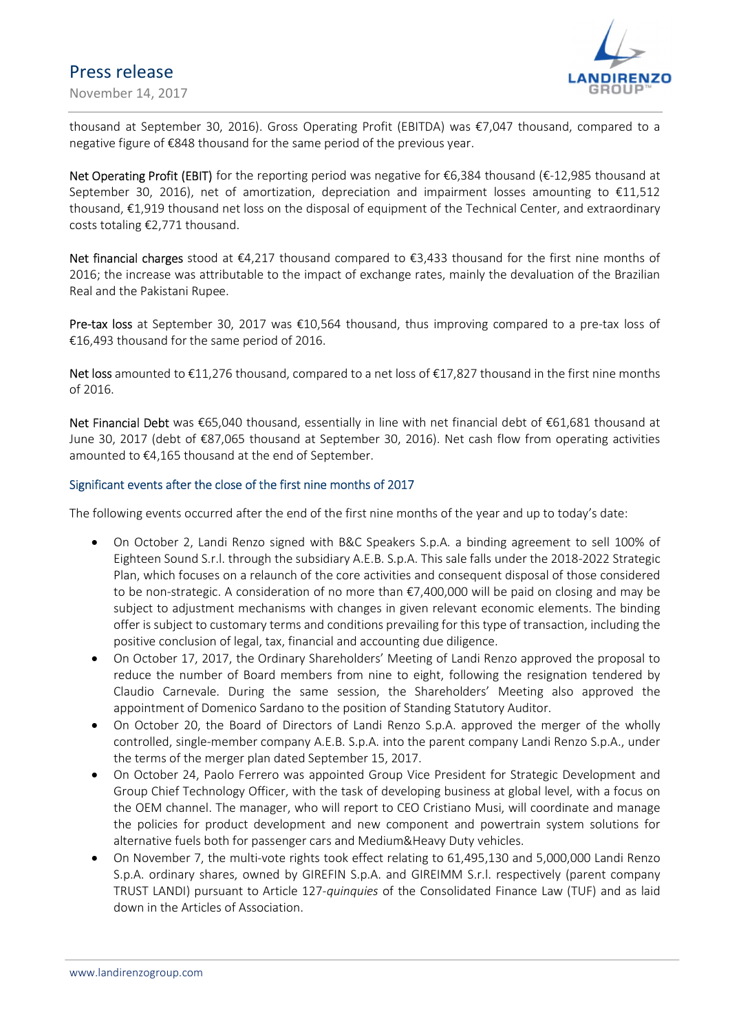thousand at September 30, 2016). Gross Operating Profit (EBITDA) was €7,047 thousand, compared to a negative figure of €848 thousand for the same period of the previous year.

Net Operating Profit (EBIT) for the reporting period was negative for €6,384 thousand (€-12,985 thousand at September 30, 2016), net of amortization, depreciation and impairment losses amounting to €11,512 thousand, €1,919 thousand net loss on the disposal of equipment of the Technical Center, and extraordinary costs totaling €2,771 thousand.

Net financial charges stood at €4,217 thousand compared to €3,433 thousand for the first nine months of 2016; the increase was attributable to the impact of exchange rates, mainly the devaluation of the Brazilian Real and the Pakistani Rupee.

Pre-tax loss at September 30, 2017 was €10,564 thousand, thus improving compared to a pre-tax loss of €16,493 thousand for the same period of 2016.

Net loss amounted to €11,276 thousand, compared to a net loss of €17,827 thousand in the first nine months of 2016.

Net Financial Debt was €65,040 thousand, essentially in line with net financial debt of €61,681 thousand at June 30, 2017 (debt of €87,065 thousand at September 30, 2016). Net cash flow from operating activities amounted to €4,165 thousand at the end of September.

## Significant events after the close of the first nine months of 2017

The following events occurred after the end of the first nine months of the year and up to today's date:

- On October 2, Landi Renzo signed with B&C Speakers S.p.A. a binding agreement to sell 100% of Eighteen Sound S.r.l. through the subsidiary A.E.B. S.p.A. This sale falls under the 2018-2022 Strategic Plan, which focuses on a relaunch of the core activities and consequent disposal of those considered to be non-strategic. A consideration of no more than €7,400,000 will be paid on closing and may be subject to adjustment mechanisms with changes in given relevant economic elements. The binding offer is subject to customary terms and conditions prevailing for this type of transaction, including the positive conclusion of legal, tax, financial and accounting due diligence.
- On October 17, 2017, the Ordinary Shareholders' Meeting of Landi Renzo approved the proposal to reduce the number of Board members from nine to eight, following the resignation tendered by Claudio Carnevale. During the same session, the Shareholders' Meeting also approved the appointment of Domenico Sardano to the position of Standing Statutory Auditor.
- On October 20, the Board of Directors of Landi Renzo S.p.A. approved the merger of the wholly controlled, single-member company A.E.B. S.p.A. into the parent company Landi Renzo S.p.A., under the terms of the merger plan dated September 15, 2017.
- On October 24, Paolo Ferrero was appointed Group Vice President for Strategic Development and Group Chief Technology Officer, with the task of developing business at global level, with a focus on the OEM channel. The manager, who will report to CEO Cristiano Musi, will coordinate and manage the policies for product development and new component and powertrain system solutions for alternative fuels both for passenger cars and Medium&Heavy Duty vehicles.
- On November 7, the multi-vote rights took effect relating to 61,495,130 and 5,000,000 Landi Renzo S.p.A. ordinary shares, owned by GIREFIN S.p.A. and GIREIMM S.r.l. respectively (parent company TRUST LANDI) pursuant to Article 127-*quinquies* of the Consolidated Finance Law (TUF) and as laid down in the Articles of Association.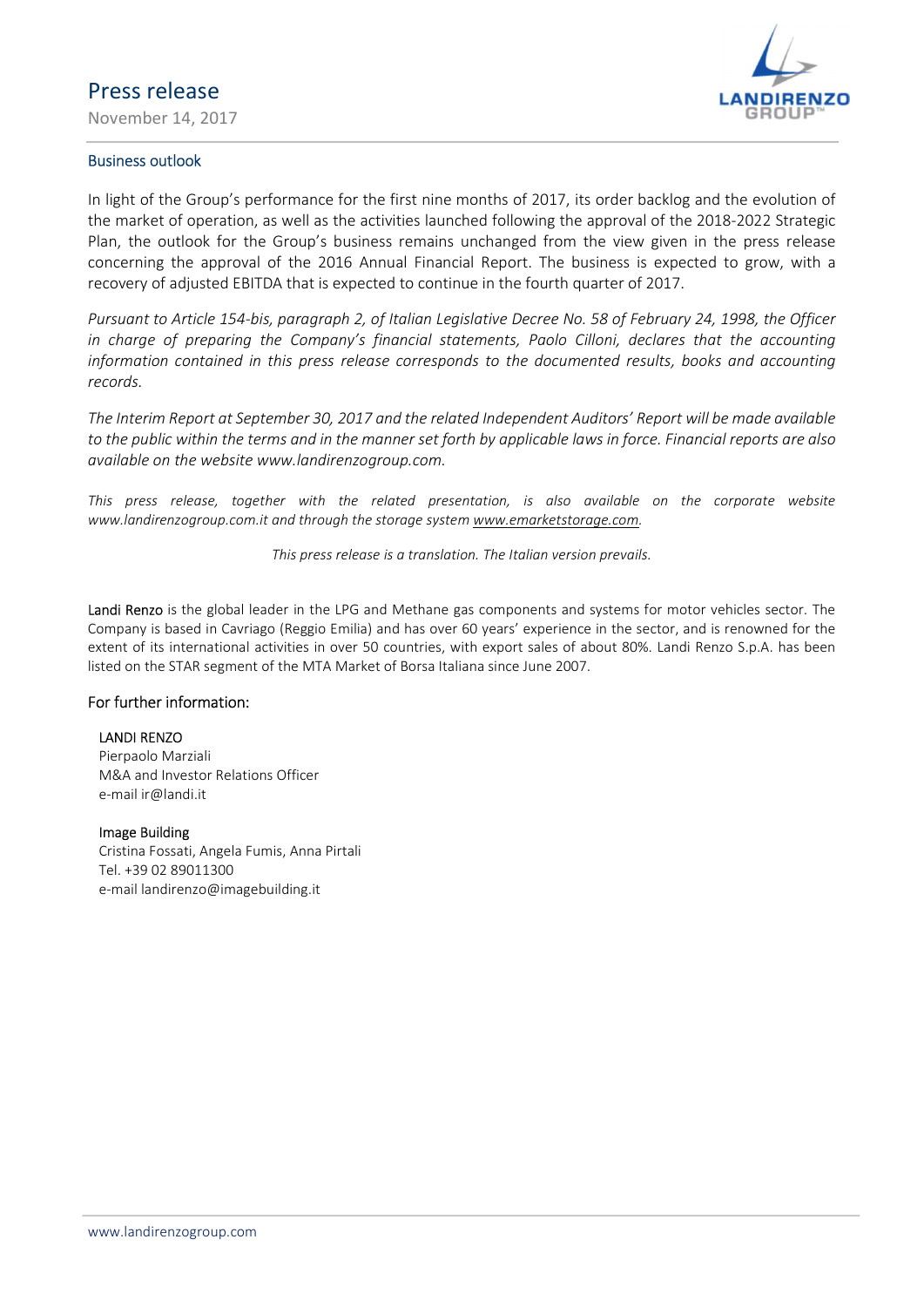## Business outlook

In light of the Group's performance for the first nine months of 2017, its order backlog and the evolution of the market of operation, as well as the activities launched following the approval of the 2018-2022 Strategic Plan, the outlook for the Group's business remains unchanged from the view given in the press release concerning the approval of the 2016 Annual Financial Report. The business is expected to grow, with a recovery of adjusted EBITDA that is expected to continue in the fourth quarter of 2017.

*Pursuant to Article 154-bis, paragraph 2, of Italian Legislative Decree No. 58 of February 24, 1998, the Officer in charge of preparing the Company's financial statements, Paolo Cilloni, declares that the accounting information contained in this press release corresponds to the documented results, books and accounting records.*

*The Interim Report at September 30, 2017 and the related Independent Auditors' Report will be made available to the public within the terms and in the manner set forth by applicable laws in force. Financial reports are also available on the website www.landirenzogroup.com.*

*This press release, together with the related presentation, is also available on the corporate website www.landirenzogroup.com.it and through the storage system www.emarketstorage.com.*

*This press release is a translation. The Italian version prevails.*

Landi Renzo is the global leader in the LPG and Methane gas components and systems for motor vehicles sector. The Company is based in Cavriago (Reggio Emilia) and has over 60 years' experience in the sector, and is renowned for the extent of its international activities in over 50 countries, with export sales of about 80%. Landi Renzo S.p.A. has been listed on the STAR segment of the MTA Market of Borsa Italiana since June 2007.

### For further information:

LANDI RENZO
Pierpaolo Marziali
M&A and Investor Relations Officer
e-mail ir@landi.it

Image Building
Cristina Fossati, Angela Fumis, Anna Pirtali
Tel. +39 02 89011300
e-mail landirenzo@imagebuilding.it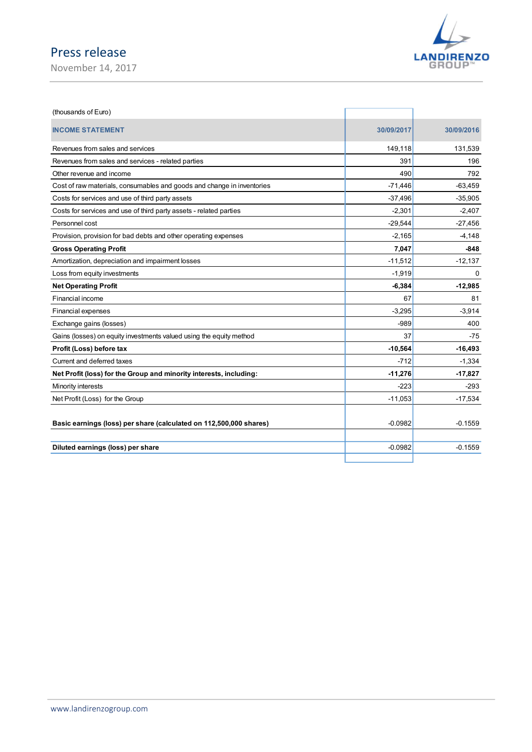(thousands of Euro)

| INCOME STATEMENT | 30/09/2017 | 30/09/2016 |
|---|---|---|
| Revenues from sales and services | 149,118 | 131,539 |
| Revenues from sales and services - related parties | 391 | 196 |
| Other revenue and income | 490 | 792 |
| Cost of raw materials, consumables and goods and change in inventories | -71,446 | -63,459 |
| Costs for services and use of third party assets | -37,496 | -35,905 |
| Costs for services and use of third party assets - related parties | -2,301 | -2,407 |
| Personnel cost | -29,544 | -27,456 |
| Provision, provision for bad debts and other operating expenses | -2,165 | -4,148 |
| **Gross Operating Profit** | **7,047** | **-848** |
| Amortization, depreciation and impairment losses | -11,512 | -12,137 |
| Loss from equity investments | -1,919 | 0 |
| **Net Operating Profit** | **-6,384** | **-12,985** |
| Financial income | 67 | 81 |
| Financial expenses | -3,295 | -3,914 |
| Exchange gains (losses) | -989 | 400 |
| Gains (losses) on equity investments valued using the equity method | 37 | -75 |
| **Profit (Loss) before tax** | **-10,564** | **-16,493** |
| Current and deferred taxes | -712 | -1,334 |
| **Net Profit (loss) for the Group and minority interests, including:** | **-11,276** | **-17,827** |
| Minority interests | -223 | -293 |
| Net Profit (Loss) for the Group | -11,053 | -17,534 |
| **Basic earnings (loss) per share (calculated on 112,500,000 shares)** | -0.0982 | -0.1559 |
| **Diluted earnings (loss) per share** | -0.0982 | -0.1559 |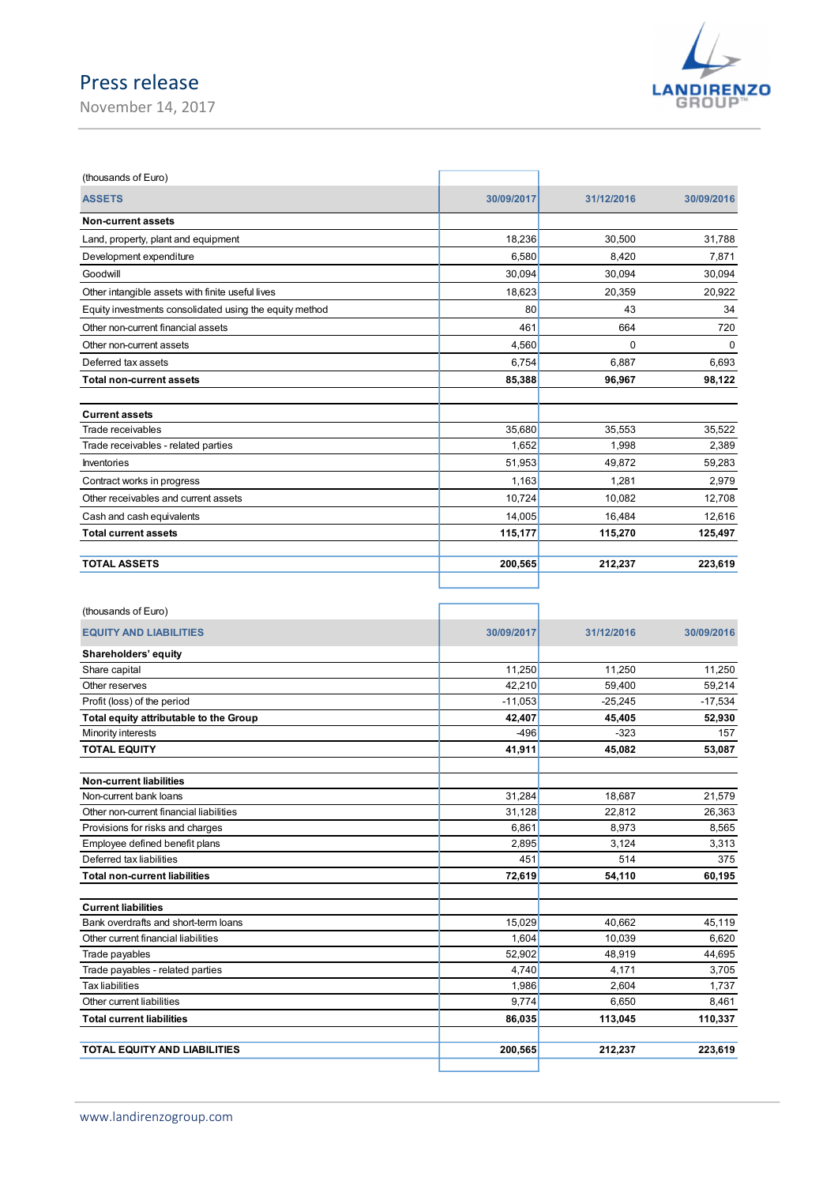# Press release

November 14, 2017

(thousands of Euro)

| ASSETS | 30/09/2017 | 31/12/2016 | 30/09/2016 |
|---|---|---|---|
| **Non-current assets** | | | |
| Land, property, plant and equipment | 18,236 | 30,500 | 31,788 |
| Development expenditure | 6,580 | 8,420 | 7,871 |
| Goodwill | 30,094 | 30,094 | 30,094 |
| Other intangible assets with finite useful lives | 18,623 | 20,359 | 20,922 |
| Equity investments consolidated using the equity method | 80 | 43 | 34 |
| Other non-current financial assets | 461 | 664 | 720 |
| Other non-current assets | 4,560 | 0 | 0 |
| Deferred tax assets | 6,754 | 6,887 | 6,693 |
| **Total non-current assets** | **85,388** | **96,967** | **98,122** |
| | | | |
| **Current assets** | | | |
| Trade receivables | 35,680 | 35,553 | 35,522 |
| Trade receivables - related parties | 1,652 | 1,998 | 2,389 |
| Inventories | 51,953 | 49,872 | 59,283 |
| Contract works in progress | 1,163 | 1,281 | 2,979 |
| Other receivables and current assets | 10,724 | 10,082 | 12,708 |
| Cash and cash equivalents | 14,005 | 16,484 | 12,616 |
| **Total current assets** | **115,177** | **115,270** | **125,497** |
| | | | |
| **TOTAL ASSETS** | **200,565** | **212,237** | **223,619** |

(thousands of Euro)

| EQUITY AND LIABILITIES | 30/09/2017 | 31/12/2016 | 30/09/2016 |
|---|---|---|---|
| **Shareholders' equity** | | | |
| Share capital | 11,250 | 11,250 | 11,250 |
| Other reserves | 42,210 | 59,400 | 59,214 |
| Profit (loss) of the period | -11,053 | -25,245 | -17,534 |
| **Total equity attributable to the Group** | **42,407** | **45,405** | **52,930** |
| Minority interests | -496 | -323 | 157 |
| **TOTAL EQUITY** | **41,911** | **45,082** | **53,087** |
| | | | |
| **Non-current liabilities** | | | |
| Non-current bank loans | 31,284 | 18,687 | 21,579 |
| Other non-current financial liabilities | 31,128 | 22,812 | 26,363 |
| Provisions for risks and charges | 6,861 | 8,973 | 8,565 |
| Employee defined benefit plans | 2,895 | 3,124 | 3,313 |
| Deferred tax liabilities | 451 | 514 | 375 |
| **Total non-current liabilities** | **72,619** | **54,110** | **60,195** |
| | | | |
| **Current liabilities** | | | |
| Bank overdrafts and short-term loans | 15,029 | 40,662 | 45,119 |
| Other current financial liabilities | 1,604 | 10,039 | 6,620 |
| Trade payables | 52,902 | 48,919 | 44,695 |
| Trade payables - related parties | 4,740 | 4,171 | 3,705 |
| Tax liabilities | 1,986 | 2,604 | 1,737 |
| Other current liabilities | 9,774 | 6,650 | 8,461 |
| **Total current liabilities** | **86,035** | **113,045** | **110,337** |
| | | | |
| **TOTAL EQUITY AND LIABILITIES** | **200,565** | **212,237** | **223,619** |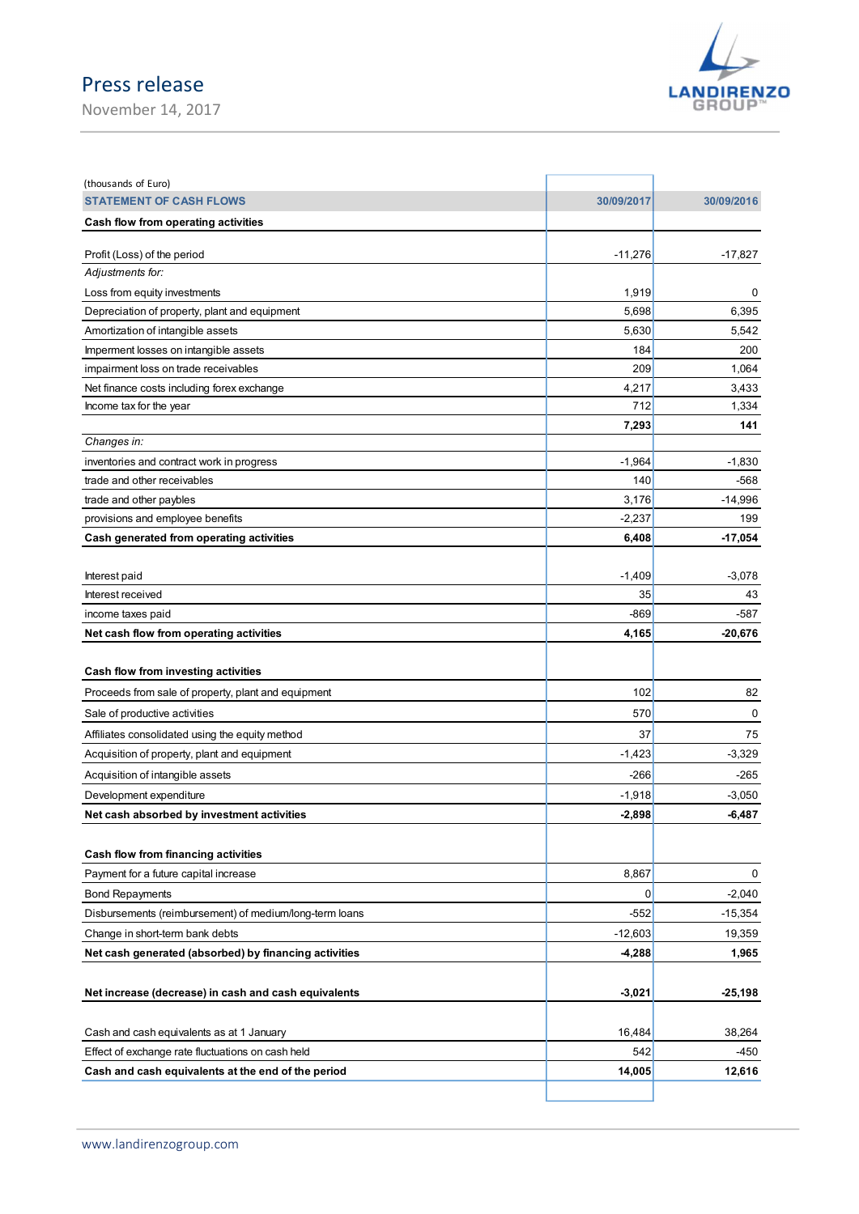(thousands of Euro)

| STATEMENT OF CASH FLOWS | 30/09/2017 | 30/09/2016 |
|---|---|---|
| **Cash flow from operating activities** | | |
| Profit (Loss) of the period | -11,276 | -17,827 |
| *Adjustments for:* | | |
| Loss from equity investments | 1,919 | 0 |
| Depreciation of property, plant and equipment | 5,698 | 6,395 |
| Amortization of intangible assets | 5,630 | 5,542 |
| Imperment losses on intangible assets | 184 | 200 |
| impairment loss on trade receivables | 209 | 1,064 |
| Net finance costs including forex exchange | 4,217 | 3,433 |
| Income tax for the year | 712 | 1,334 |
| | **7,293** | **141** |
| *Changes in:* | | |
| inventories and contract work in progress | -1,964 | -1,830 |
| trade and other receivables | 140 | -568 |
| trade and other paybles | 3,176 | -14,996 |
| provisions and employee benefits | -2,237 | 199 |
| **Cash generated from operating activities** | **6,408** | **-17,054** |
| Interest paid | -1,409 | -3,078 |
| Interest received | 35 | 43 |
| income taxes paid | -869 | -587 |
| **Net cash flow from operating activities** | **4,165** | **-20,676** |
| **Cash flow from investing activities** | | |
| Proceeds from sale of property, plant and equipment | 102 | 82 |
| Sale of productive activities | 570 | 0 |
| Affiliates consolidated using the equity method | 37 | 75 |
| Acquisition of property, plant and equipment | -1,423 | -3,329 |
| Acquisition of intangible assets | -266 | -265 |
| Development expenditure | -1,918 | -3,050 |
| **Net cash absorbed by investment activities** | **-2,898** | **-6,487** |
| **Cash flow from financing activities** | | |
| Payment for a future capital increase | 8,867 | 0 |
| Bond Repayments | 0 | -2,040 |
| Disbursements (reimbursement) of medium/long-term loans | -552 | -15,354 |
| Change in short-term bank debts | -12,603 | 19,359 |
| **Net cash generated (absorbed) by financing activities** | **-4,288** | **1,965** |
| **Net increase (decrease) in cash and cash equivalents** | **-3,021** | **-25,198** |
| Cash and cash equivalents as at 1 January | 16,484 | 38,264 |
| Effect of exchange rate fluctuations on cash held | 542 | -450 |
| **Cash and cash equivalents at the end of the period** | **14,005** | **12,616** |